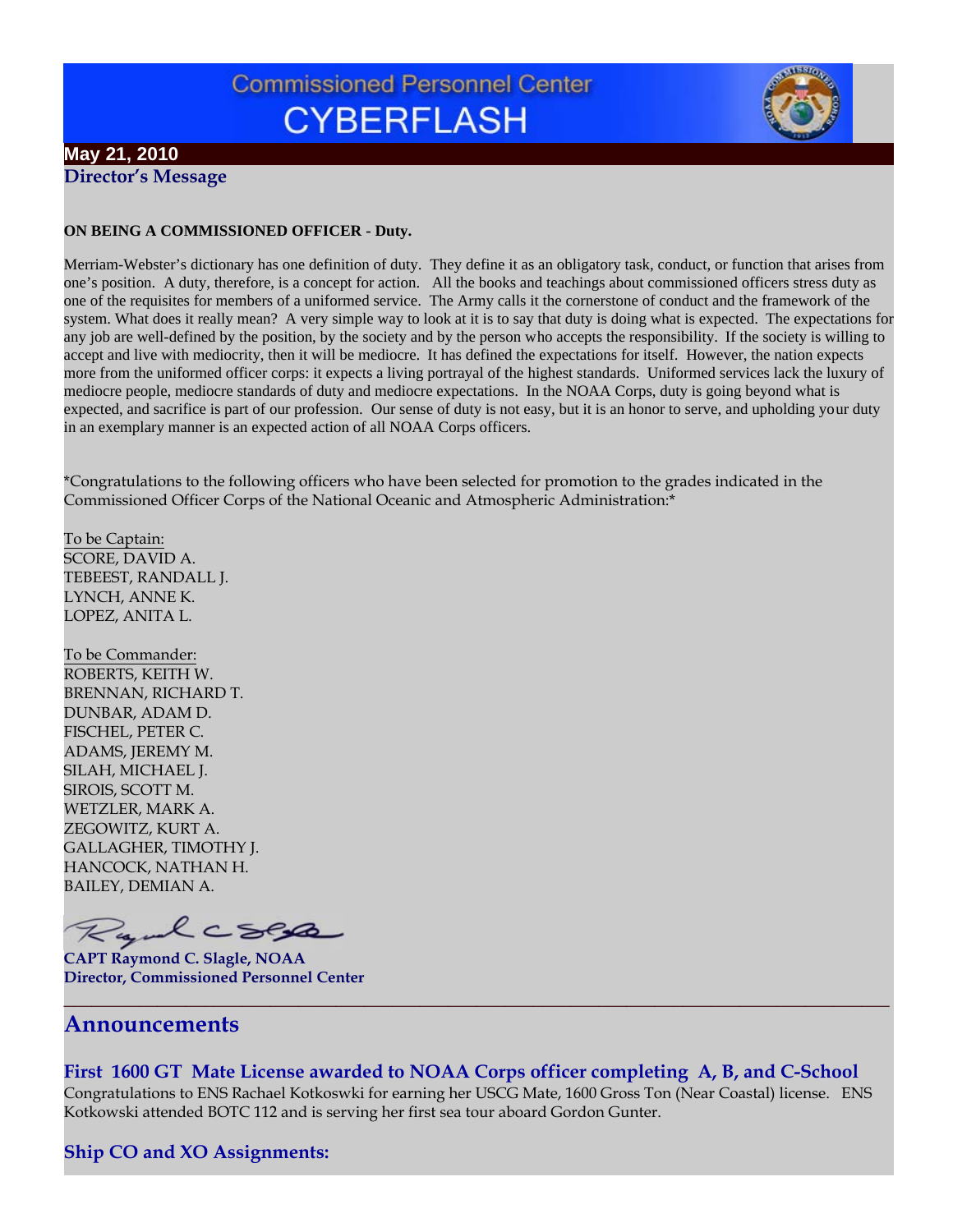# Commissioned Personnel Center
# CYBERFLASH

**May 21, 2010**

## Director's Message

**ON BEING A COMMISSIONED OFFICER - Duty.**

Merriam-Webster's dictionary has one definition of duty. They define it as an obligatory task, conduct, or function that arises from one's position. A duty, therefore, is a concept for action. All the books and teachings about commissioned officers stress duty as one of the requisites for members of a uniformed service. The Army calls it the cornerstone of conduct and the framework of the system. What does it really mean? A very simple way to look at it is to say that duty is doing what is expected. The expectations for any job are well-defined by the position, by the society and by the person who accepts the responsibility. If the society is willing to accept and live with mediocrity, then it will be mediocre. It has defined the expectations for itself. However, the nation expects more from the uniformed officer corps: it expects a living portrayal of the highest standards. Uniformed services lack the luxury of mediocre people, mediocre standards of duty and mediocre expectations. In the NOAA Corps, duty is going beyond what is expected, and sacrifice is part of our profession. Our sense of duty is not easy, but it is an honor to serve, and upholding your duty in an exemplary manner is an expected action of all NOAA Corps officers.

*Congratulations to the following officers who have been selected for promotion to the grades indicated in the Commissioned Officer Corps of the National Oceanic and Atmospheric Administration:*

<u>To be Captain:</u>
SCORE, DAVID A.
TEBEEST, RANDALL J.
LYNCH, ANNE K.
LOPEZ, ANITA L.

<u>To be Commander:</u>
ROBERTS, KEITH W.
BRENNAN, RICHARD T.
DUNBAR, ADAM D.
FISCHEL, PETER C.
ADAMS, JEREMY M.
SILAH, MICHAEL J.
SIROIS, SCOTT M.
WETZLER, MARK A.
ZEGOWITZ, KURT A.
GALLAGHER, TIMOTHY J.
HANCOCK, NATHAN H.
BAILEY, DEMIAN A.

**CAPT Raymond C. Slagle, NOAA**
**Director, Commissioned Personnel Center**

---

## Announcements

### First 1600 GT Mate License awarded to NOAA Corps officer completing A, B, and C-School

Congratulations to ENS Rachael Kotkoswki for earning her USCG Mate, 1600 Gross Ton (Near Coastal) license. ENS Kotkowski attended BOTC 112 and is serving her first sea tour aboard Gordon Gunter.

### Ship CO and XO Assignments: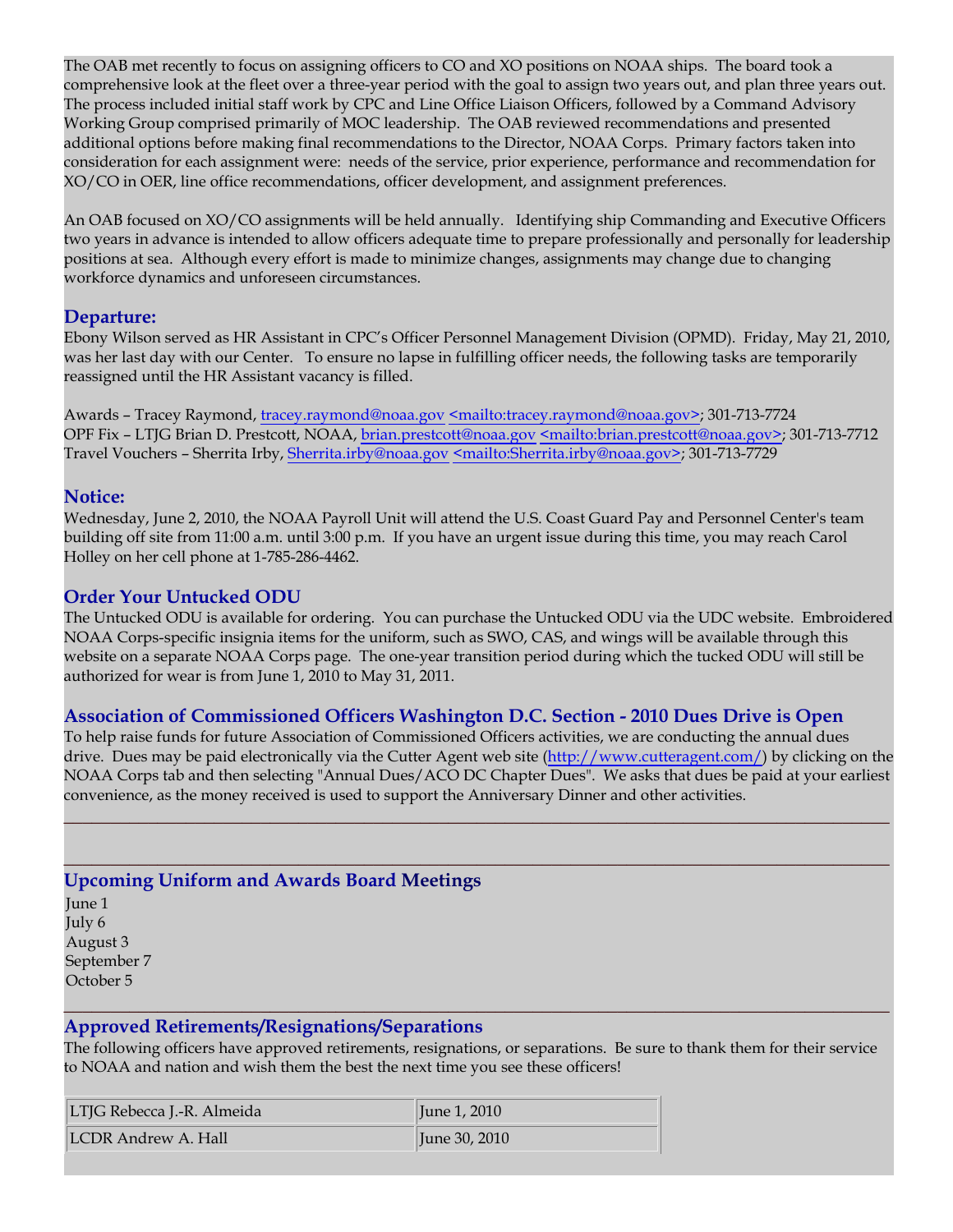The OAB met recently to focus on assigning officers to CO and XO positions on NOAA ships. The board took a comprehensive look at the fleet over a three-year period with the goal to assign two years out, and plan three years out. The process included initial staff work by CPC and Line Office Liaison Officers, followed by a Command Advisory Working Group comprised primarily of MOC leadership. The OAB reviewed recommendations and presented additional options before making final recommendations to the Director, NOAA Corps. Primary factors taken into consideration for each assignment were: needs of the service, prior experience, performance and recommendation for XO/CO in OER, line office recommendations, officer development, and assignment preferences.

An OAB focused on XO/CO assignments will be held annually. Identifying ship Commanding and Executive Officers two years in advance is intended to allow officers adequate time to prepare professionally and personally for leadership positions at sea. Although every effort is made to minimize changes, assignments may change due to changing workforce dynamics and unforeseen circumstances.

### Departure:

Ebony Wilson served as HR Assistant in CPC's Officer Personnel Management Division (OPMD). Friday, May 21, 2010, was her last day with our Center. To ensure no lapse in fulfilling officer needs, the following tasks are temporarily reassigned until the HR Assistant vacancy is filled.

Awards – Tracey Raymond, tracey.raymond@noaa.gov <mailto:tracey.raymond@noaa.gov>; 301-713-7724
OPF Fix – LTJG Brian D. Prestcott, NOAA, brian.prestcott@noaa.gov <mailto:brian.prestcott@noaa.gov>; 301-713-7712
Travel Vouchers – Sherrita Irby, Sherrita.irby@noaa.gov <mailto:Sherrita.irby@noaa.gov>; 301-713-7729

### Notice:

Wednesday, June 2, 2010, the NOAA Payroll Unit will attend the U.S. Coast Guard Pay and Personnel Center's team building off site from 11:00 a.m. until 3:00 p.m. If you have an urgent issue during this time, you may reach Carol Holley on her cell phone at 1-785-286-4462.

### Order Your Untucked ODU

The Untucked ODU is available for ordering. You can purchase the Untucked ODU via the UDC website. Embroidered NOAA Corps-specific insignia items for the uniform, such as SWO, CAS, and wings will be available through this website on a separate NOAA Corps page. The one-year transition period during which the tucked ODU will still be authorized for wear is from June 1, 2010 to May 31, 2011.

### Association of Commissioned Officers Washington D.C. Section - 2010 Dues Drive is Open

To help raise funds for future Association of Commissioned Officers activities, we are conducting the annual dues drive. Dues may be paid electronically via the Cutter Agent web site (http://www.cutteragent.com/) by clicking on the NOAA Corps tab and then selecting "Annual Dues/ACO DC Chapter Dues". We asks that dues be paid at your earliest convenience, as the money received is used to support the Anniversary Dinner and other activities.

---

---

### Upcoming Uniform and Awards Board Meetings

June 1
July 6
August 3
September 7
October 5

---

### Approved Retirements/Resignations/Separations

The following officers have approved retirements, resignations, or separations. Be sure to thank them for their service to NOAA and nation and wish them the best the next time you see these officers!

| | |
|---|---|
| LTJG Rebecca J.-R. Almeida | June 1, 2010 |
| LCDR Andrew A. Hall | June 30, 2010 |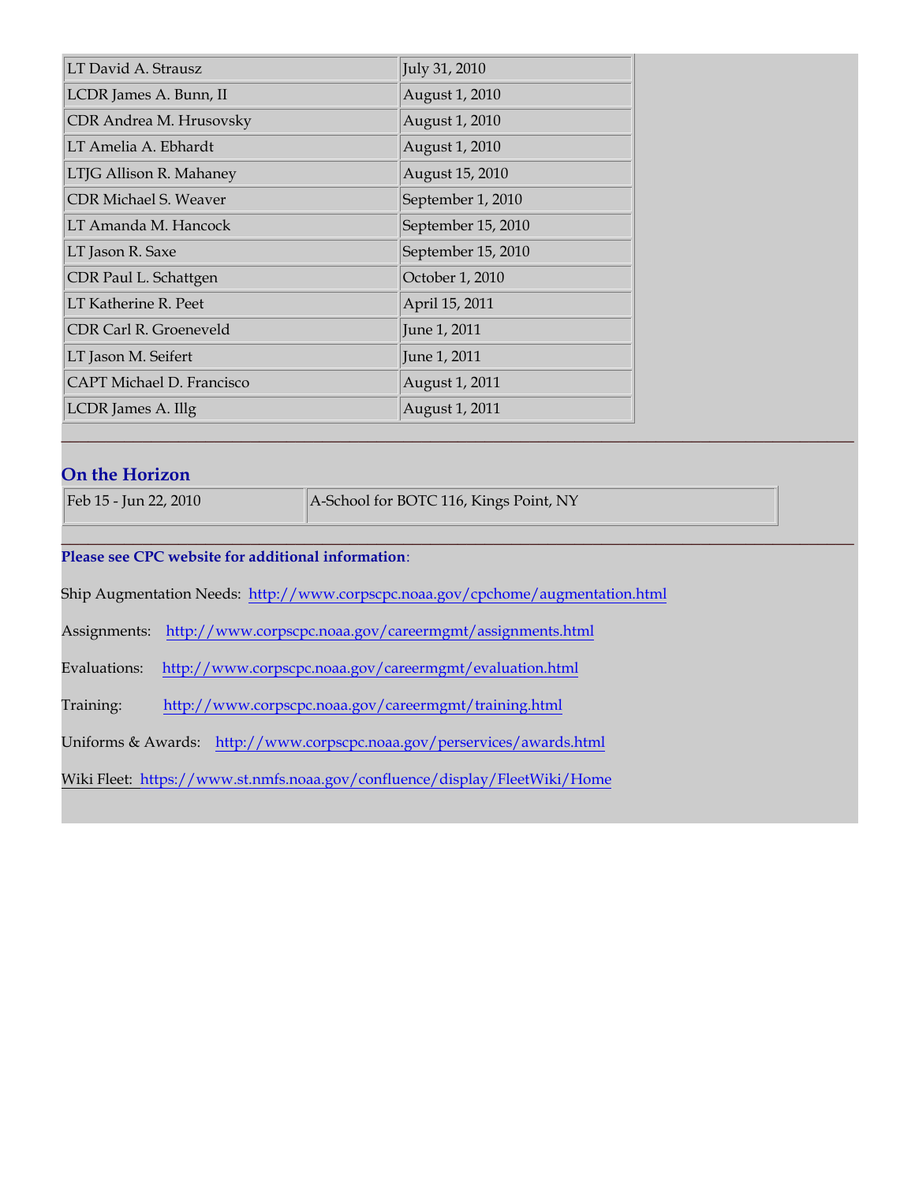| | |
|---|---|
| LT David A. Strausz | July 31, 2010 |
| LCDR James A. Bunn, II | August 1, 2010 |
| CDR Andrea M. Hrusovsky | August 1, 2010 |
| LT Amelia A. Ebhardt | August 1, 2010 |
| LTJG Allison R. Mahaney | August 15, 2010 |
| CDR Michael S. Weaver | September 1, 2010 |
| LT Amanda M. Hancock | September 15, 2010 |
| LT Jason R. Saxe | September 15, 2010 |
| CDR Paul L. Schattgen | October 1, 2010 |
| LT Katherine R. Peet | April 15, 2011 |
| CDR Carl R. Groeneveld | June 1, 2011 |
| LT Jason M. Seifert | June 1, 2011 |
| CAPT Michael D. Francisco | August 1, 2011 |
| LCDR James A. Illg | August 1, 2011 |

---

## On the Horizon

| | |
|---|---|
| Feb 15 - Jun 22, 2010 | A-School for BOTC 116, Kings Point, NY |

---

**Please see CPC website for additional information**:

Ship Augmentation Needs: http://www.corpscpc.noaa.gov/cpchome/augmentation.html

Assignments: http://www.corpscpc.noaa.gov/careermgmt/assignments.html

Evaluations: http://www.corpscpc.noaa.gov/careermgmt/evaluation.html

Training: http://www.corpscpc.noaa.gov/careermgmt/training.html

Uniforms & Awards: http://www.corpscpc.noaa.gov/perservices/awards.html

Wiki Fleet: https://www.st.nmfs.noaa.gov/confluence/display/FleetWiki/Home